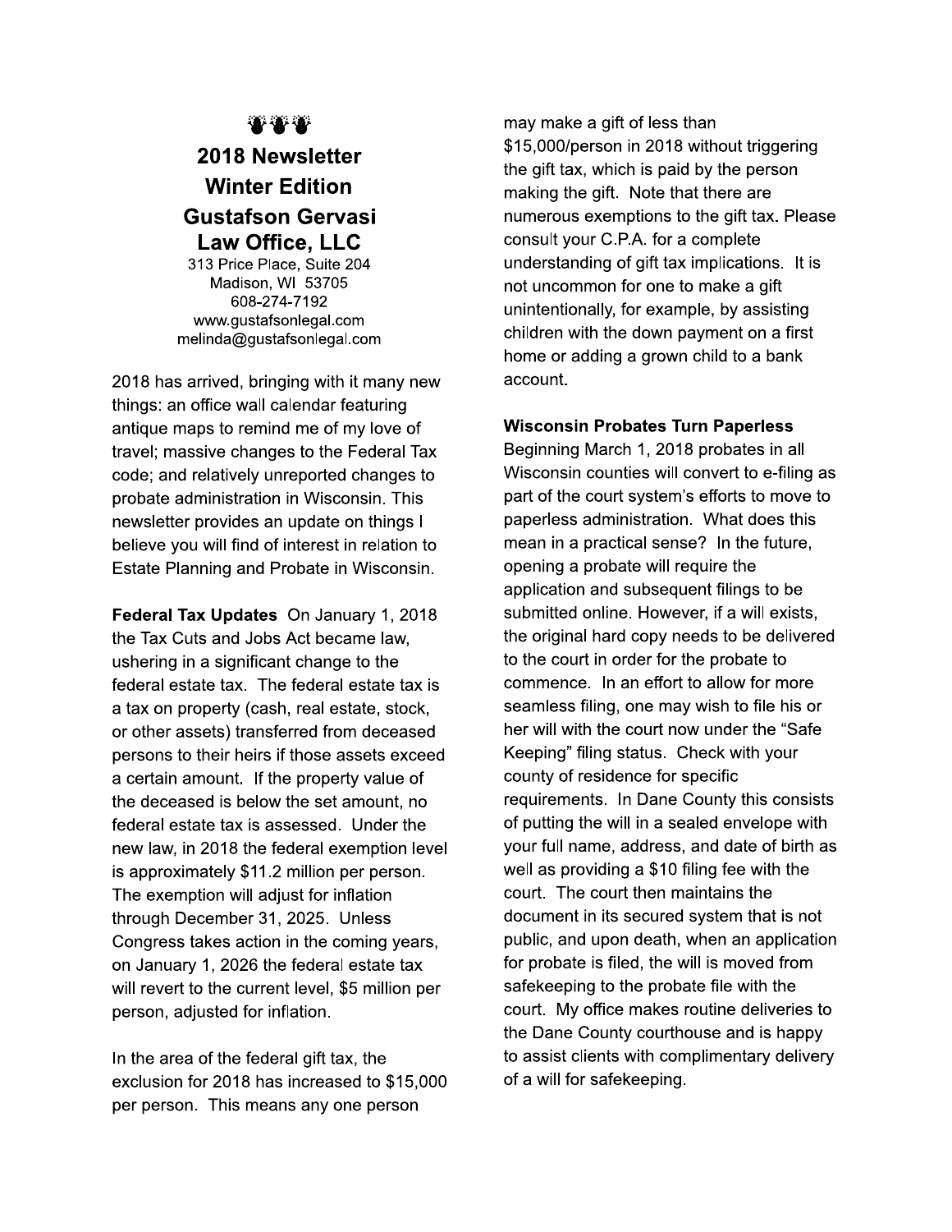# 2018 Newsletter
## Winter Edition
## Gustafson Gervasi Law Office, LLC

313 Price Place, Suite 204
Madison, WI 53705
608-274-7192
www.gustafsonlegal.com
melinda@gustafsonlegal.com

2018 has arrived, bringing with it many new things: an office wall calendar featuring antique maps to remind me of my love of travel; massive changes to the Federal Tax code; and relatively unreported changes to probate administration in Wisconsin. This newsletter provides an update on things I believe you will find of interest in relation to Estate Planning and Probate in Wisconsin.

**Federal Tax Updates** On January 1, 2018 the Tax Cuts and Jobs Act became law, ushering in a significant change to the federal estate tax. The federal estate tax is a tax on property (cash, real estate, stock, or other assets) transferred from deceased persons to their heirs if those assets exceed a certain amount. If the property value of the deceased is below the set amount, no federal estate tax is assessed. Under the new law, in 2018 the federal exemption level is approximately $11.2 million per person. The exemption will adjust for inflation through December 31, 2025. Unless Congress takes action in the coming years, on January 1, 2026 the federal estate tax will revert to the current level, $5 million per person, adjusted for inflation.

In the area of the federal gift tax, the exclusion for 2018 has increased to $15,000 per person. This means any one person may make a gift of less than $15,000/person in 2018 without triggering the gift tax, which is paid by the person making the gift. Note that there are numerous exemptions to the gift tax. Please consult your C.P.A. for a complete understanding of gift tax implications. It is not uncommon for one to make a gift unintentionally, for example, by assisting children with the down payment on a first home or adding a grown child to a bank account.

**Wisconsin Probates Turn Paperless**
Beginning March 1, 2018 probates in all Wisconsin counties will convert to e-filing as part of the court system's efforts to move to paperless administration. What does this mean in a practical sense? In the future, opening a probate will require the application and subsequent filings to be submitted online. However, if a will exists, the original hard copy needs to be delivered to the court in order for the probate to commence. In an effort to allow for more seamless filing, one may wish to file his or her will with the court now under the "Safe Keeping" filing status. Check with your county of residence for specific requirements. In Dane County this consists of putting the will in a sealed envelope with your full name, address, and date of birth as well as providing a $10 filing fee with the court. The court then maintains the document in its secured system that is not public, and upon death, when an application for probate is filed, the will is moved from safekeeping to the probate file with the court. My office makes routine deliveries to the Dane County courthouse and is happy to assist clients with complimentary delivery of a will for safekeeping.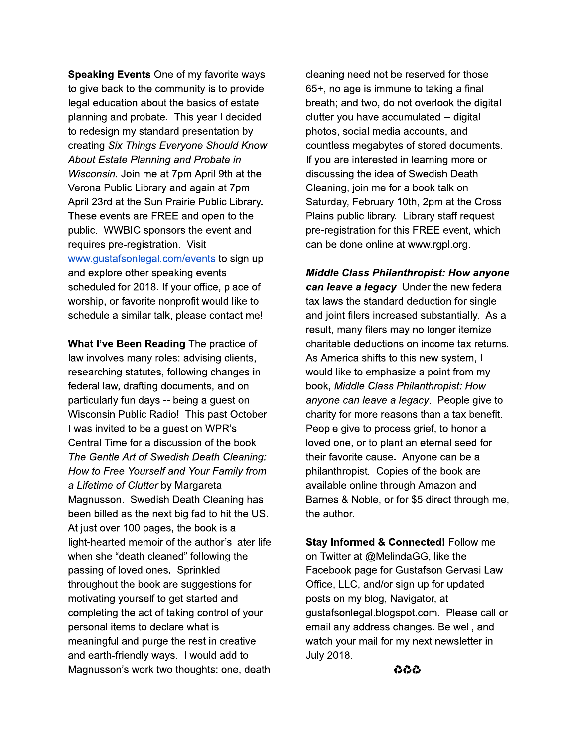**Speaking Events** One of my favorite ways to give back to the community is to provide legal education about the basics of estate planning and probate. This year I decided to redesign my standard presentation by creating *Six Things Everyone Should Know About Estate Planning and Probate in Wisconsin.* Join me at 7pm April 9th at the Verona Public Library and again at 7pm April 23rd at the Sun Prairie Public Library. These events are FREE and open to the public. WWBIC sponsors the event and requires pre-registration. Visit [www.gustafsonlegal.com/events](http://www.gustafsonlegal.com/events) to sign up and explore other speaking events scheduled for 2018. If your office, place of worship, or favorite nonprofit would like to schedule a similar talk, please contact me!

**What I've Been Reading** The practice of law involves many roles: advising clients, researching statutes, following changes in federal law, drafting documents, and on particularly fun days -- being a guest on Wisconsin Public Radio! This past October I was invited to be a guest on WPR's Central Time for a discussion of the book *The Gentle Art of Swedish Death Cleaning: How to Free Yourself and Your Family from a Lifetime of Clutter* by Margareta Magnusson. Swedish Death Cleaning has been billed as the next big fad to hit the US. At just over 100 pages, the book is a light-hearted memoir of the author's later life when she "death cleaned" following the passing of loved ones. Sprinkled throughout the book are suggestions for motivating yourself to get started and completing the act of taking control of your personal items to declare what is meaningful and purge the rest in creative and earth-friendly ways. I would add to Magnusson's work two thoughts: one, death cleaning need not be reserved for those 65+, no age is immune to taking a final breath; and two, do not overlook the digital clutter you have accumulated -- digital photos, social media accounts, and countless megabytes of stored documents. If you are interested in learning more or discussing the idea of Swedish Death Cleaning, join me for a book talk on Saturday, February 10th, 2pm at the Cross Plains public library. Library staff request pre-registration for this FREE event, which can be done online at www.rgpl.org.

***Middle Class Philanthropist: How anyone can leave a legacy*** Under the new federal tax laws the standard deduction for single and joint filers increased substantially. As a result, many filers may no longer itemize charitable deductions on income tax returns. As America shifts to this new system, I would like to emphasize a point from my book, *Middle Class Philanthropist: How anyone can leave a legacy*. People give to charity for more reasons than a tax benefit. People give to process grief, to honor a loved one, or to plant an eternal seed for their favorite cause. Anyone can be a philanthropist. Copies of the book are available online through Amazon and Barnes & Noble, or for $5 direct through me, the author.

**Stay Informed & Connected!** Follow me on Twitter at @MelindaGG, like the Facebook page for Gustafson Gervasi Law Office, LLC, and/or sign up for updated posts on my blog, Navigator, at gustafsonlegal.blogspot.com. Please call or email any address changes. Be well, and watch your mail for my next newsletter in July 2018.

♲♲♲